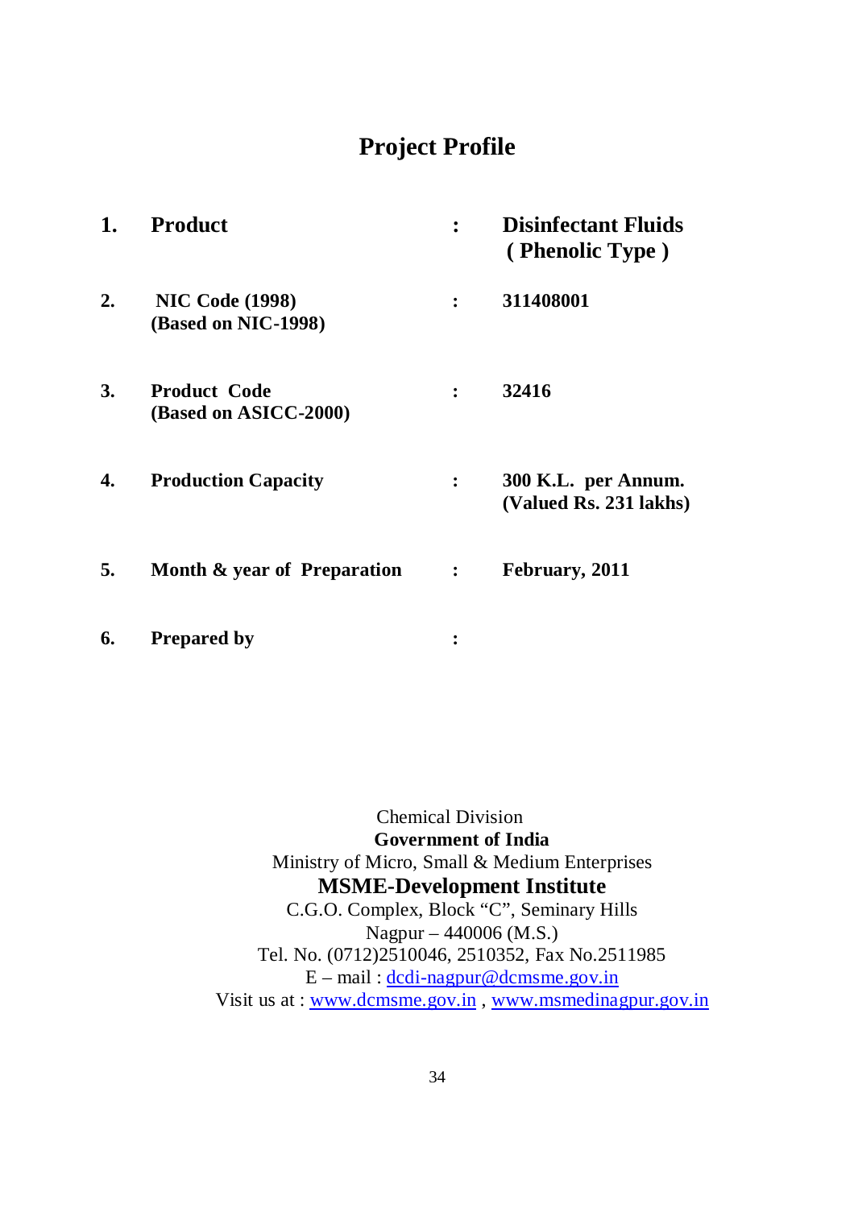# Project Profile

| | | | |
|---|---|---|---|
| **1.** | **Product** | **:** | **Disinfectant Fluids ( Phenolic Type )** |
| **2.** | **NIC Code (1998) (Based on NIC-1998)** | **:** | **311408001** |
| **3.** | **Product Code (Based on ASICC-2000)** | **:** | **32416** |
| **4.** | **Production Capacity** | **:** | **300 K.L. per Annum. (Valued Rs. 231 lakhs)** |
| **5.** | **Month & year of Preparation** | **:** | **February, 2011** |
| **6.** | **Prepared by** | **:** | |

Chemical Division
**Government of India**
Ministry of Micro, Small & Medium Enterprises
**MSME-Development Institute**
C.G.O. Complex, Block "C", Seminary Hills
Nagpur – 440006 (M.S.)
Tel. No. (0712)2510046, 2510352, Fax No.2511985
E – mail : dcdi-nagpur@dcmsme.gov.in
Visit us at : www.dcmsme.gov.in , www.msmedinagpur.gov.in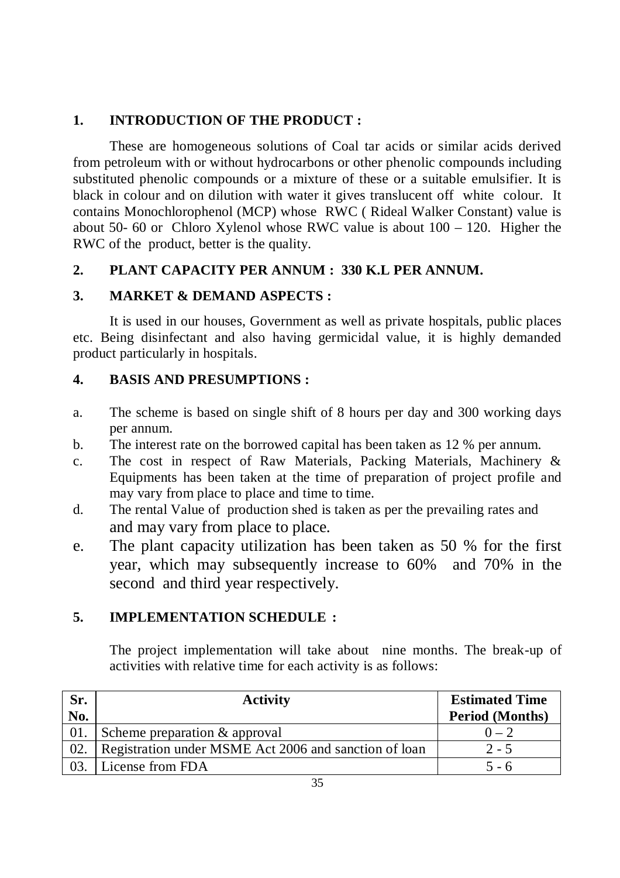## 1. INTRODUCTION OF THE PRODUCT :

These are homogeneous solutions of Coal tar acids or similar acids derived from petroleum with or without hydrocarbons or other phenolic compounds including substituted phenolic compounds or a mixture of these or a suitable emulsifier. It is black in colour and on dilution with water it gives translucent off white colour. It contains Monochlorophenol (MCP) whose RWC ( Rideal Walker Constant) value is about 50- 60 or Chloro Xylenol whose RWC value is about 100 – 120. Higher the RWC of the product, better is the quality.

## 2. PLANT CAPACITY PER ANNUM : 330 K.L PER ANNUM.

## 3. MARKET & DEMAND ASPECTS :

It is used in our houses, Government as well as private hospitals, public places etc. Being disinfectant and also having germicidal value, it is highly demanded product particularly in hospitals.

## 4. BASIS AND PRESUMPTIONS :

a. The scheme is based on single shift of 8 hours per day and 300 working days per annum.
b. The interest rate on the borrowed capital has been taken as 12 % per annum.
c. The cost in respect of Raw Materials, Packing Materials, Machinery & Equipments has been taken at the time of preparation of project profile and may vary from place to place and time to time.
d. The rental Value of production shed is taken as per the prevailing rates and and may vary from place to place.
e. The plant capacity utilization has been taken as 50 % for the first year, which may subsequently increase to 60% and 70% in the second and third year respectively.

## 5. IMPLEMENTATION SCHEDULE :

The project implementation will take about nine months. The break-up of activities with relative time for each activity is as follows:

| Sr. No. | Activity | Estimated Time Period (Months) |
|---|---|---|
| 01. | Scheme preparation & approval | 0 – 2 |
| 02. | Registration under MSME Act 2006 and sanction of loan | 2 - 5 |
| 03. | License from FDA | 5 - 6 |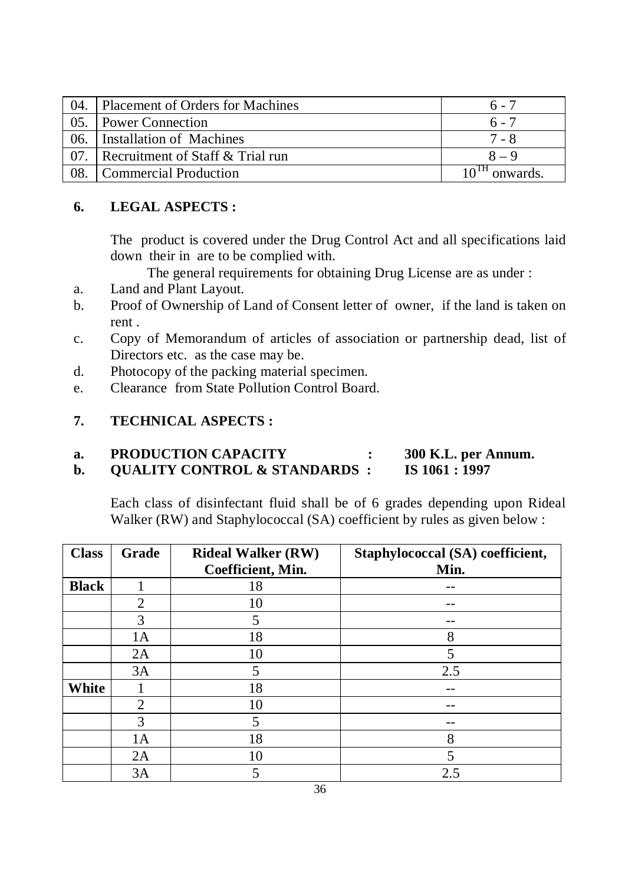| 04. | Placement of Orders for Machines | 6 - 7 |
|---|---|---|
| 05. | Power Connection | 6 - 7 |
| 06. | Installation of Machines | 7 - 8 |
| 07. | Recruitment of Staff & Trial run | 8 – 9 |
| 08. | Commercial Production | 10$^{TH}$ onwards. |

## 6. LEGAL ASPECTS :

The product is covered under the Drug Control Act and all specifications laid down their in are to be complied with.

The general requirements for obtaining Drug License are as under :

a. Land and Plant Layout.
b. Proof of Ownership of Land of Consent letter of owner, if the land is taken on rent .
c. Copy of Memorandum of articles of association or partnership dead, list of Directors etc. as the case may be.
d. Photocopy of the packing material specimen.
e. Clearance from State Pollution Control Board.

## 7. TECHNICAL ASPECTS :

**a. PRODUCTION CAPACITY : 300 K.L. per Annum.**
**b. QUALITY CONTROL & STANDARDS : IS 1061 : 1997**

Each class of disinfectant fluid shall be of 6 grades depending upon Rideal Walker (RW) and Staphylococcal (SA) coefficient by rules as given below :

| Class | Grade | Rideal Walker (RW) Coefficient, Min. | Staphylococcal (SA) coefficient, Min. |
|---|---|---|---|
| **Black** | 1 | 18 | -- |
| | 2 | 10 | -- |
| | 3 | 5 | -- |
| | 1A | 18 | 8 |
| | 2A | 10 | 5 |
| | 3A | 5 | 2.5 |
| **White** | 1 | 18 | -- |
| | 2 | 10 | -- |
| | 3 | 5 | -- |
| | 1A | 18 | 8 |
| | 2A | 10 | 5 |
| | 3A | 5 | 2.5 |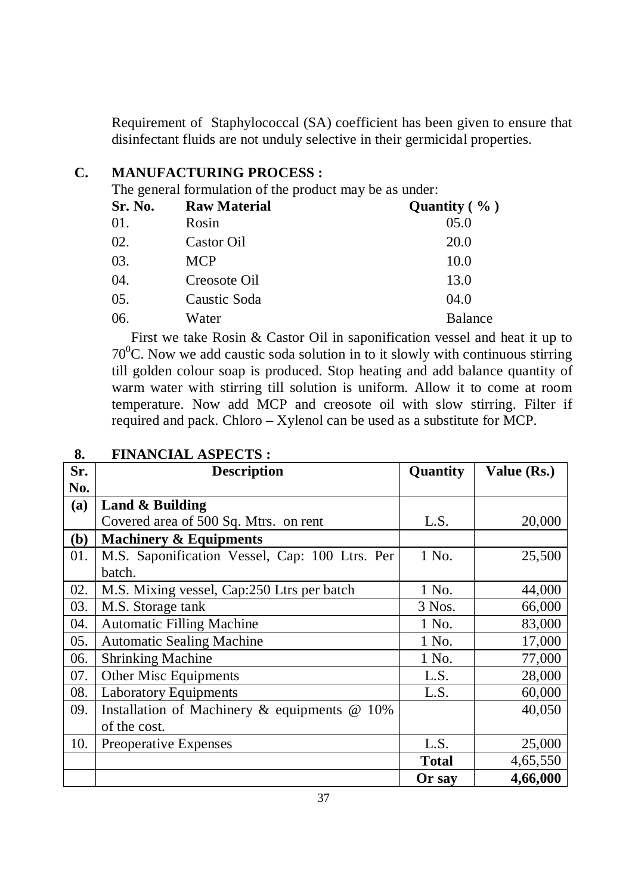Requirement of Staphylococcal (SA) coefficient has been given to ensure that disinfectant fluids are not unduly selective in their germicidal properties.

## C. MANUFACTURING PROCESS :

The general formulation of the product may be as under:

| Sr. No. | Raw Material | Quantity ( % ) |
|---|---|---|
| 01. | Rosin | 05.0 |
| 02. | Castor Oil | 20.0 |
| 03. | MCP | 10.0 |
| 04. | Creosote Oil | 13.0 |
| 05. | Caustic Soda | 04.0 |
| 06. | Water | Balance |

First we take Rosin & Castor Oil in saponification vessel and heat it up to $70^0$C. Now we add caustic soda solution in to it slowly with continuous stirring till golden colour soap is produced. Stop heating and add balance quantity of warm water with stirring till solution is uniform. Allow it to come at room temperature. Now add MCP and creosote oil with slow stirring. Filter if required and pack. Chloro – Xylenol can be used as a substitute for MCP.

## 8. FINANCIAL ASPECTS :

| Sr. No. | Description | Quantity | Value (Rs.) |
|---|---|---|---|
| **(a)** | **Land & Building** | | |
| | Covered area of 500 Sq. Mtrs. on rent | L.S. | 20,000 |
| **(b)** | **Machinery & Equipments** | | |
| 01. | M.S. Saponification Vessel, Cap: 100 Ltrs. Per batch. | 1 No. | 25,500 |
| 02. | M.S. Mixing vessel, Cap:250 Ltrs per batch | 1 No. | 44,000 |
| 03. | M.S. Storage tank | 3 Nos. | 66,000 |
| 04. | Automatic Filling Machine | 1 No. | 83,000 |
| 05. | Automatic Sealing Machine | 1 No. | 17,000 |
| 06. | Shrinking Machine | 1 No. | 77,000 |
| 07. | Other Misc Equipments | L.S. | 28,000 |
| 08. | Laboratory Equipments | L.S. | 60,000 |
| 09. | Installation of Machinery & equipments @ 10% of the cost. | | 40,050 |
| 10. | Preoperative Expenses | L.S. | 25,000 |
| | | **Total** | 4,65,550 |
| | | **Or say** | **4,66,000** |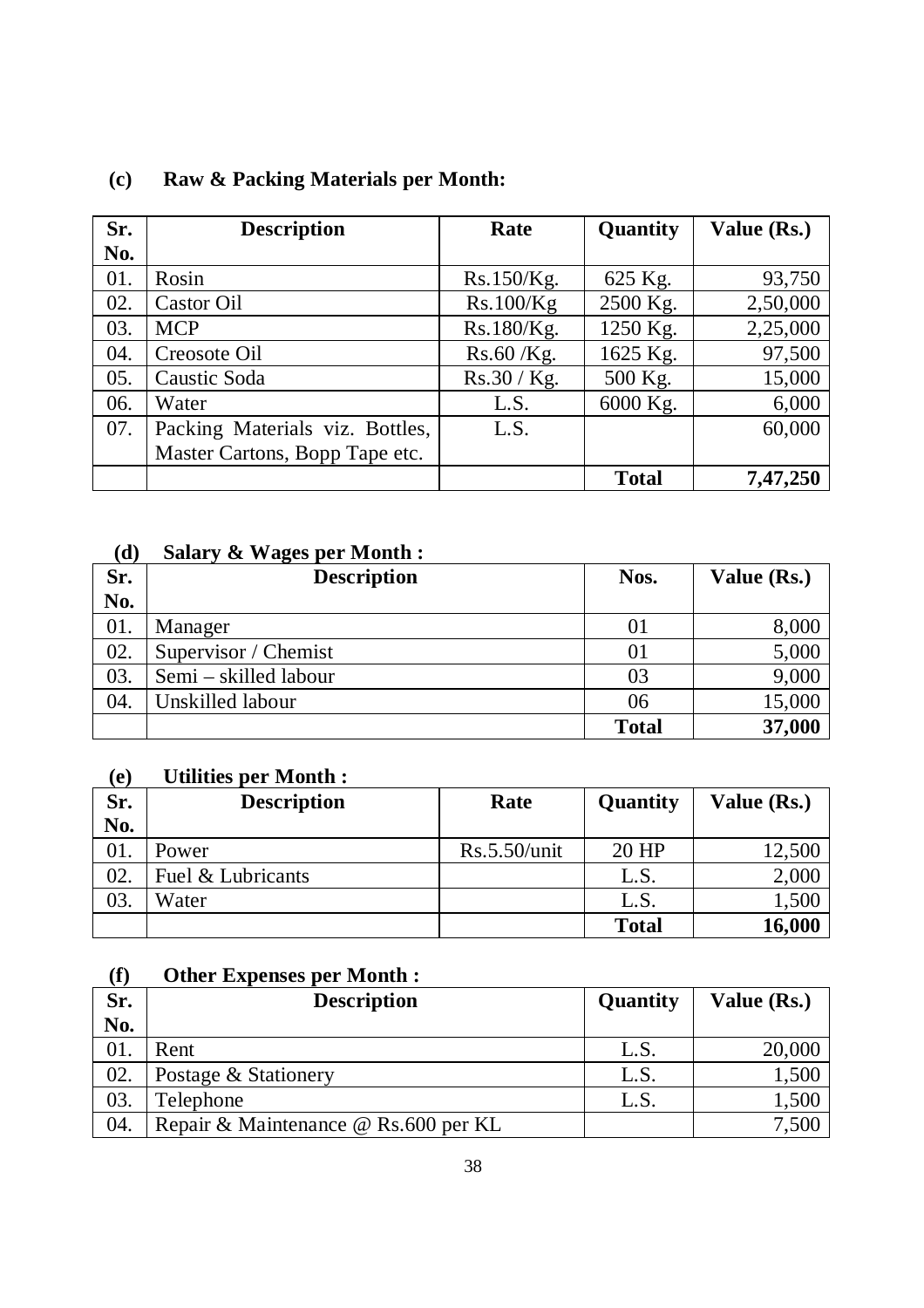### (c) Raw & Packing Materials per Month:

| Sr. No. | Description | Rate | Quantity | Value (Rs.) |
|---|---|---|---|---|
| 01. | Rosin | Rs.150/Kg. | 625 Kg. | 93,750 |
| 02. | Castor Oil | Rs.100/Kg | 2500 Kg. | 2,50,000 |
| 03. | MCP | Rs.180/Kg. | 1250 Kg. | 2,25,000 |
| 04. | Creosote Oil | Rs.60 /Kg. | 1625 Kg. | 97,500 |
| 05. | Caustic Soda | Rs.30 / Kg. | 500 Kg. | 15,000 |
| 06. | Water | L.S. | 6000 Kg. | 6,000 |
| 07. | Packing Materials viz. Bottles, Master Cartons, Bopp Tape etc. | L.S. | | 60,000 |
| | | | **Total** | **7,47,250** |

### (d) Salary & Wages per Month :

| Sr. No. | Description | Nos. | Value (Rs.) |
|---|---|---|---|
| 01. | Manager | 01 | 8,000 |
| 02. | Supervisor / Chemist | 01 | 5,000 |
| 03. | Semi – skilled labour | 03 | 9,000 |
| 04. | Unskilled labour | 06 | 15,000 |
| | | **Total** | **37,000** |

### (e) Utilities per Month :

| Sr. No. | Description | Rate | Quantity | Value (Rs.) |
|---|---|---|---|---|
| 01. | Power | Rs.5.50/unit | 20 HP | 12,500 |
| 02. | Fuel & Lubricants | | L.S. | 2,000 |
| 03. | Water | | L.S. | 1,500 |
| | | | **Total** | **16,000** |

### (f) Other Expenses per Month :

| Sr. No. | Description | Quantity | Value (Rs.) |
|---|---|---|---|
| 01. | Rent | L.S. | 20,000 |
| 02. | Postage & Stationery | L.S. | 1,500 |
| 03. | Telephone | L.S. | 1,500 |
| 04. | Repair & Maintenance @ Rs.600 per KL | | 7,500 |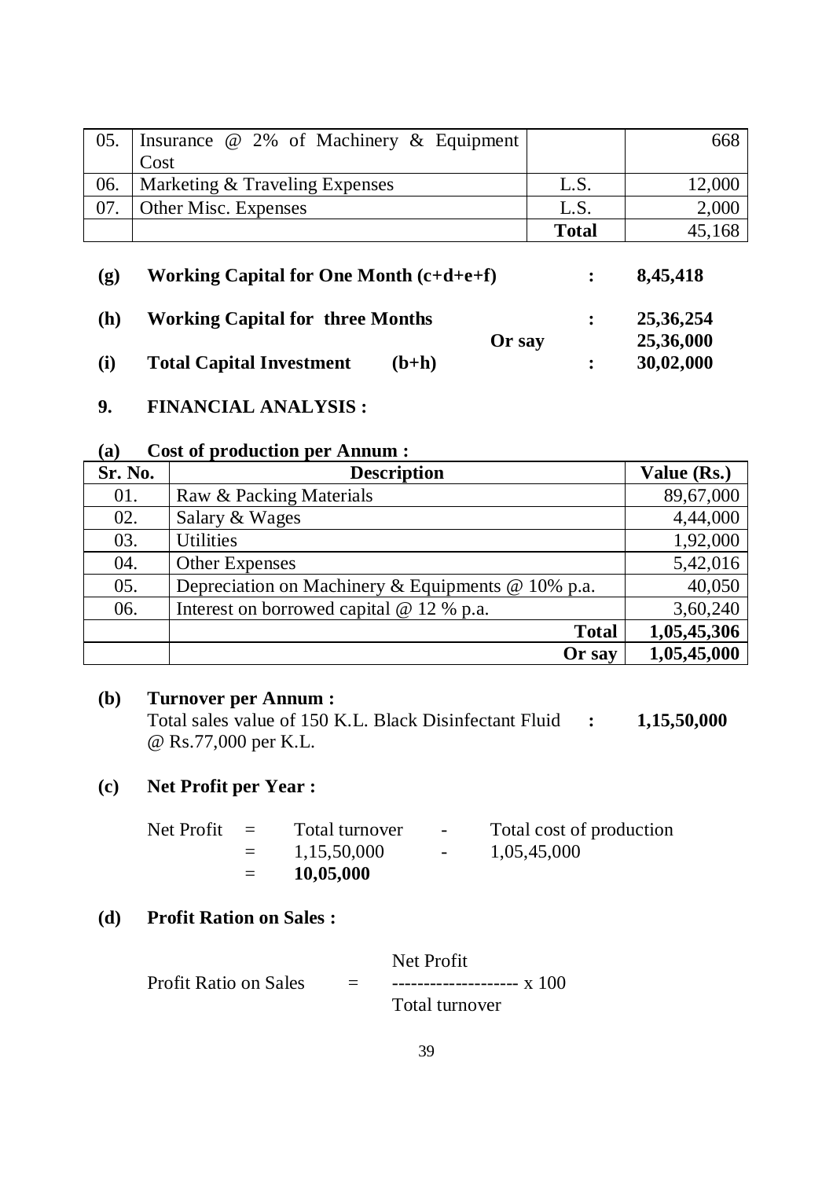| | | | |
|---|---|---|---|
| 05. | Insurance @ 2% of Machinery & Equipment Cost | | 668 |
| 06. | Marketing & Traveling Expenses | L.S. | 12,000 |
| 07. | Other Misc. Expenses | L.S. | 2,000 |
| | | **Total** | 45,168 |

**(g) Working Capital for One Month (c+d+e+f) : 8,45,418**

**(h) Working Capital for three Months : 25,36,254**

**Or say 25,36,000**

**(i) Total Capital Investment (b+h) : 30,02,000**

## 9. FINANCIAL ANALYSIS :

### (a) Cost of production per Annum :

| Sr. No. | Description | Value (Rs.) |
|---|---|---|
| 01. | Raw & Packing Materials | 89,67,000 |
| 02. | Salary & Wages | 4,44,000 |
| 03. | Utilities | 1,92,000 |
| 04. | Other Expenses | 5,42,016 |
| 05. | Depreciation on Machinery & Equipments @ 10% p.a. | 40,050 |
| 06. | Interest on borrowed capital @ 12 % p.a. | 3,60,240 |
| | **Total** | **1,05,45,306** |
| | **Or say** | **1,05,45,000** |

### (b) Turnover per Annum :

Total sales value of 150 K.L. Black Disinfectant Fluid @ Rs.77,000 per K.L. : **1,15,50,000**

### (c) Net Profit per Year :

Net Profit = Total turnover - Total cost of production

= 1,15,50,000 - 1,05,45,000

= **10,05,000**

### (d) Profit Ration on Sales :

$$\text{Profit Ratio on Sales} = \frac{\text{Net Profit}}{\text{Total turnover}} \times 100$$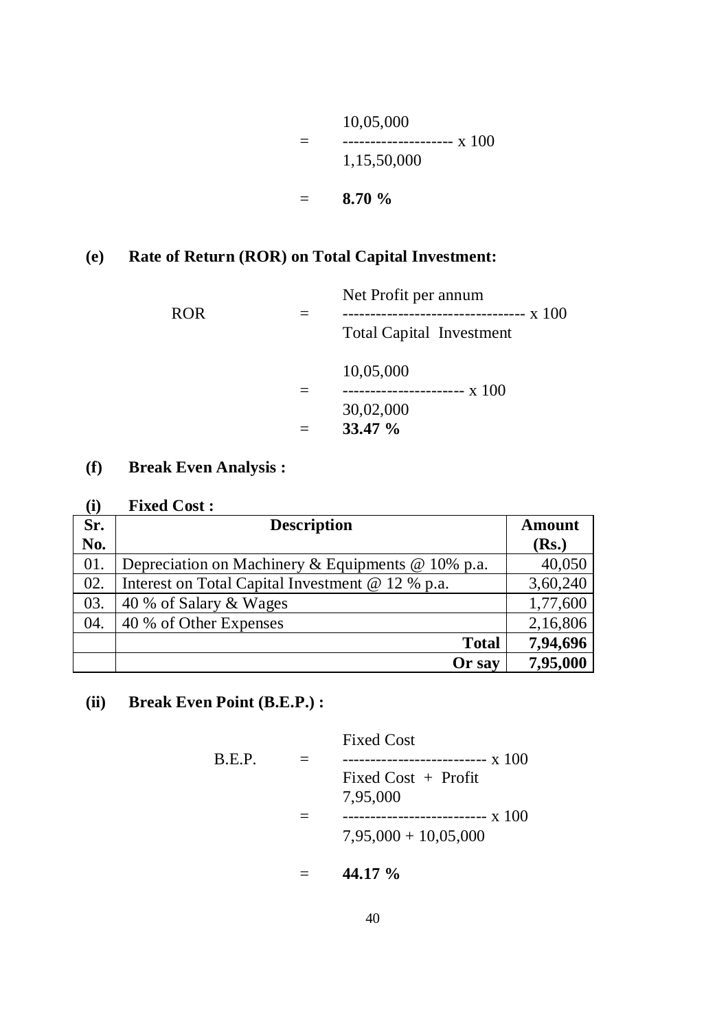$$= \frac{10,05,000}{1,15,50,000} \times 100$$

$$= \mathbf{8.70\ \%}$$

**(e) Rate of Return (ROR) on Total Capital Investment:**

$$\text{ROR} = \frac{\text{Net Profit per annum}}{\text{Total Capital Investment}} \times 100$$

$$= \frac{10,05,000}{30,02,000} \times 100$$

$$= \mathbf{33.47\ \%}$$

**(f) Break Even Analysis :**

**(i) Fixed Cost :**

| Sr. No. | Description | Amount (Rs.) |
|---|---|---|
| 01. | Depreciation on Machinery & Equipments @ 10% p.a. | 40,050 |
| 02. | Interest on Total Capital Investment @ 12 % p.a. | 3,60,240 |
| 03. | 40 % of Salary & Wages | 1,77,600 |
| 04. | 40 % of Other Expenses | 2,16,806 |
| | **Total** | **7,94,696** |
| | **Or say** | **7,95,000** |

**(ii) Break Even Point (B.E.P.) :**

$$\text{B.E.P.} = \frac{\text{Fixed Cost}}{\text{Fixed Cost + Profit}} \times 100$$

$$= \frac{7,95,000}{7,95,000 + 10,05,000} \times 100$$

$$= \mathbf{44.17\ \%}$$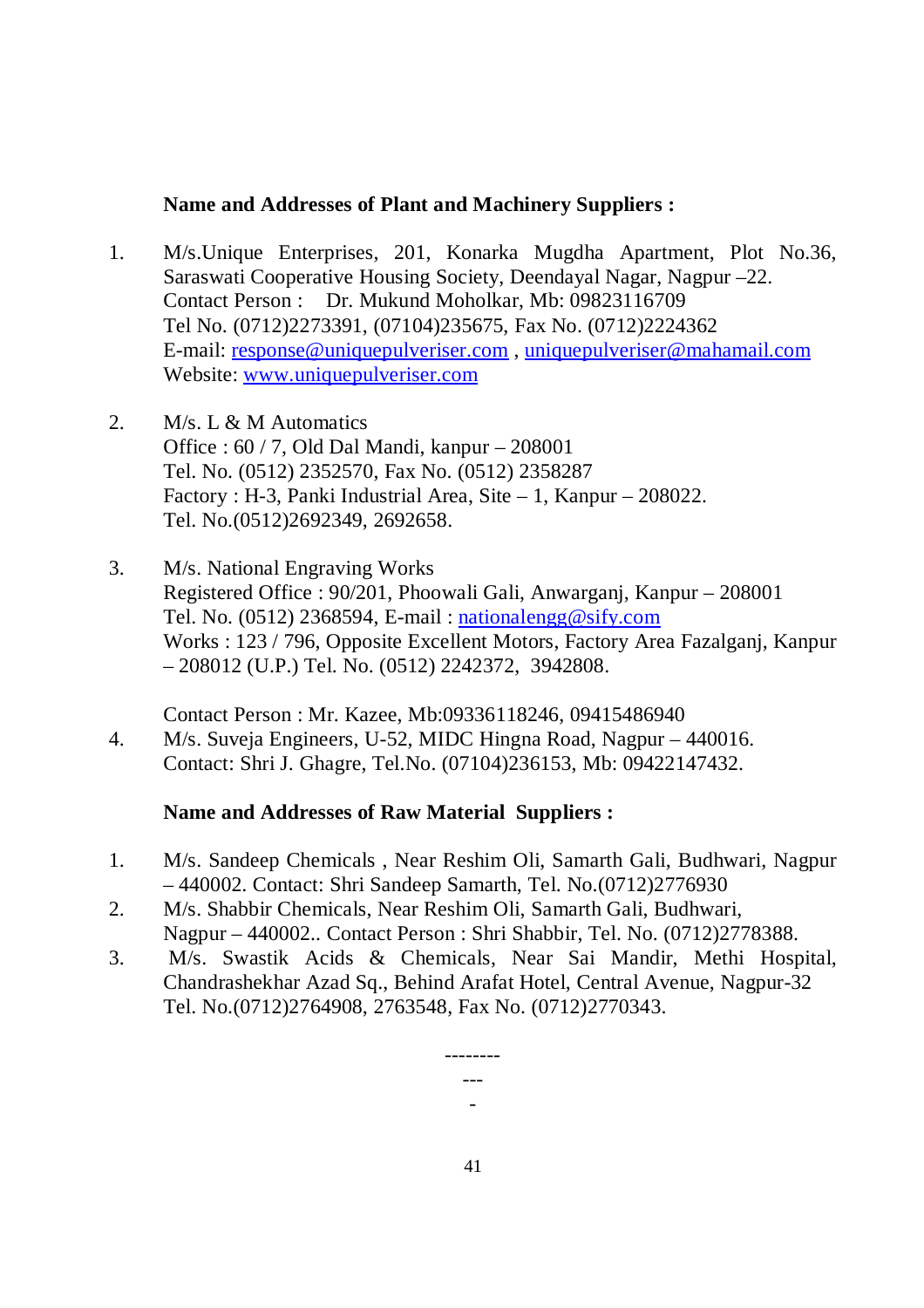**Name and Addresses of Plant and Machinery Suppliers :**

1. M/s.Unique Enterprises, 201, Konarka Mugdha Apartment, Plot No.36, Saraswati Cooperative Housing Society, Deendayal Nagar, Nagpur –22.
   Contact Person : Dr. Mukund Moholkar, Mb: 09823116709
   Tel No. (0712)2273391, (07104)235675, Fax No. (0712)2224362
   E-mail: response@uniquepulveriser.com , uniquepulveriser@mahamail.com
   Website: www.uniquepulveriser.com

2. M/s. L & M Automatics
   Office : 60 / 7, Old Dal Mandi, kanpur – 208001
   Tel. No. (0512) 2352570, Fax No. (0512) 2358287
   Factory : H-3, Panki Industrial Area, Site – 1, Kanpur – 208022.
   Tel. No.(0512)2692349, 2692658.

3. M/s. National Engraving Works
   Registered Office : 90/201, Phoowali Gali, Anwarganj, Kanpur – 208001
   Tel. No. (0512) 2368594, E-mail : nationalengg@sify.com
   Works : 123 / 796, Opposite Excellent Motors, Factory Area Fazalganj, Kanpur – 208012 (U.P.) Tel. No. (0512) 2242372, 3942808.

   Contact Person : Mr. Kazee, Mb:09336118246, 09415486940

4. M/s. Suveja Engineers, U-52, MIDC Hingna Road, Nagpur – 440016.
   Contact: Shri J. Ghagre, Tel.No. (07104)236153, Mb: 09422147432.

**Name and Addresses of Raw Material Suppliers :**

1. M/s. Sandeep Chemicals , Near Reshim Oli, Samarth Gali, Budhwari, Nagpur – 440002. Contact: Shri Sandeep Samarth, Tel. No.(0712)2776930
2. M/s. Shabbir Chemicals, Near Reshim Oli, Samarth Gali, Budhwari, Nagpur – 440002.. Contact Person : Shri Shabbir, Tel. No. (0712)2778388.
3. M/s. Swastik Acids & Chemicals, Near Sai Mandir, Methi Hospital, Chandrashekhar Azad Sq., Behind Arafat Hotel, Central Avenue, Nagpur-32 Tel. No.(0712)2764908, 2763548, Fax No. (0712)2770343.

--------
---
-